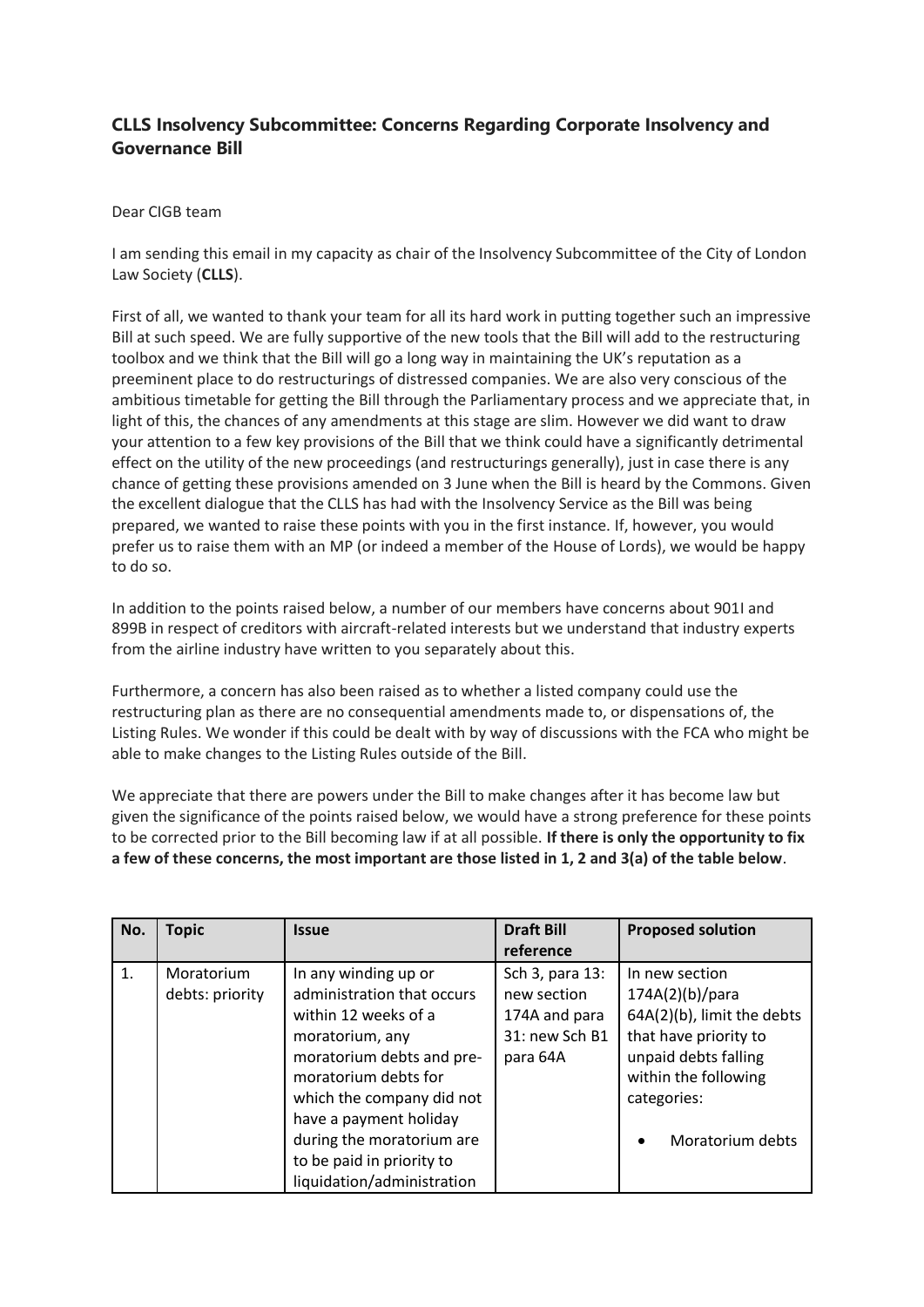## CLLS Insolvency Subcommittee: Concerns Regarding Corporate Insolvency and Governance Bill

Dear CIGB team

I am sending this email in my capacity as chair of the Insolvency Subcommittee of the City of London Law Society (**CLLS**).

First of all, we wanted to thank your team for all its hard work in putting together such an impressive Bill at such speed. We are fully supportive of the new tools that the Bill will add to the restructuring toolbox and we think that the Bill will go a long way in maintaining the UK's reputation as a preeminent place to do restructurings of distressed companies. We are also very conscious of the ambitious timetable for getting the Bill through the Parliamentary process and we appreciate that, in light of this, the chances of any amendments at this stage are slim. However we did want to draw your attention to a few key provisions of the Bill that we think could have a significantly detrimental effect on the utility of the new proceedings (and restructurings generally), just in case there is any chance of getting these provisions amended on 3 June when the Bill is heard by the Commons. Given the excellent dialogue that the CLLS has had with the Insolvency Service as the Bill was being prepared, we wanted to raise these points with you in the first instance. If, however, you would prefer us to raise them with an MP (or indeed a member of the House of Lords), we would be happy to do so.

In addition to the points raised below, a number of our members have concerns about 901I and 899B in respect of creditors with aircraft-related interests but we understand that industry experts from the airline industry have written to you separately about this.

Furthermore, a concern has also been raised as to whether a listed company could use the restructuring plan as there are no consequential amendments made to, or dispensations of, the Listing Rules. We wonder if this could be dealt with by way of discussions with the FCA who might be able to make changes to the Listing Rules outside of the Bill.

We appreciate that there are powers under the Bill to make changes after it has become law but given the significance of the points raised below, we would have a strong preference for these points to be corrected prior to the Bill becoming law if at all possible. **If there is only the opportunity to fix a few of these concerns, the most important are those listed in 1, 2 and 3(a) of the table below**.

| No. | Topic | Issue | Draft Bill reference | Proposed solution |
|---|---|---|---|---|
| 1. | Moratorium debts: priority | In any winding up or administration that occurs within 12 weeks of a moratorium, any moratorium debts and pre-moratorium debts for which the company did not have a payment holiday during the moratorium are to be paid in priority to liquidation/administration | Sch 3, para 13: new section 174A and para 31: new Sch B1 para 64A | In new section 174A(2)(b)/para 64A(2)(b), limit the debts that have priority to unpaid debts falling within the following categories:<br>• Moratorium debts |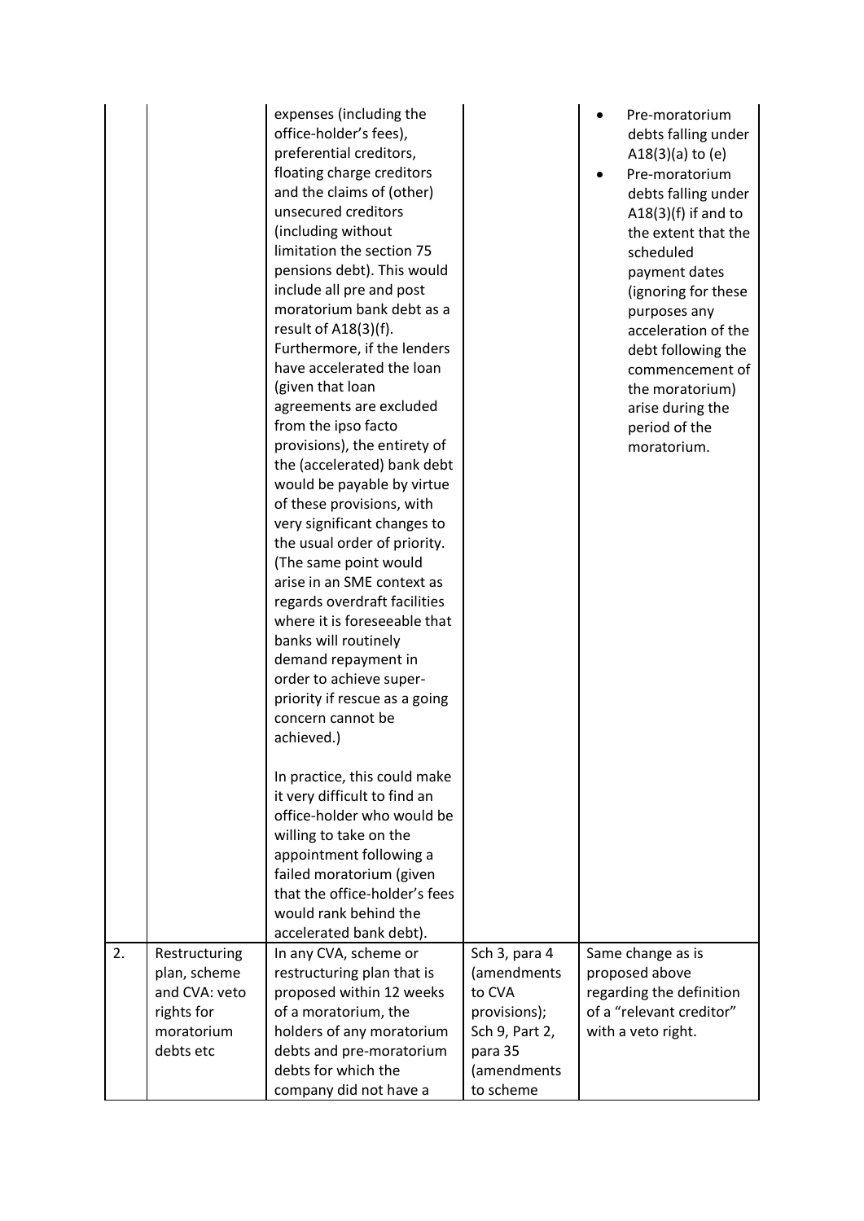| | | | | |
|---|---|---|---|---|
| | | expenses (including the office-holder's fees), preferential creditors, floating charge creditors and the claims of (other) unsecured creditors (including without limitation the section 75 pensions debt). This would include all pre and post moratorium bank debt as a result of A18(3)(f). Furthermore, if the lenders have accelerated the loan (given that loan agreements are excluded from the ipso facto provisions), the entirety of the (accelerated) bank debt would be payable by virtue of these provisions, with very significant changes to the usual order of priority. (The same point would arise in an SME context as regards overdraft facilities where it is foreseeable that banks will routinely demand repayment in order to achieve super-priority if rescue as a going concern cannot be achieved.)<br><br>In practice, this could make it very difficult to find an office-holder who would be willing to take on the appointment following a failed moratorium (given that the office-holder's fees would rank behind the accelerated bank debt). | | • Pre-moratorium debts falling under A18(3)(a) to (e)<br>• Pre-moratorium debts falling under A18(3)(f) if and to the extent that the scheduled payment dates (ignoring for these purposes any acceleration of the debt following the commencement of the moratorium) arise during the period of the moratorium. |
| 2. | Restructuring plan, scheme and CVA: veto rights for moratorium debts etc | In any CVA, scheme or restructuring plan that is proposed within 12 weeks of a moratorium, the holders of any moratorium debts and pre-moratorium debts for which the company did not have a | Sch 3, para 4 (amendments to CVA provisions); Sch 9, Part 2, para 35 (amendments to scheme | Same change as is proposed above regarding the definition of a "relevant creditor" with a veto right. |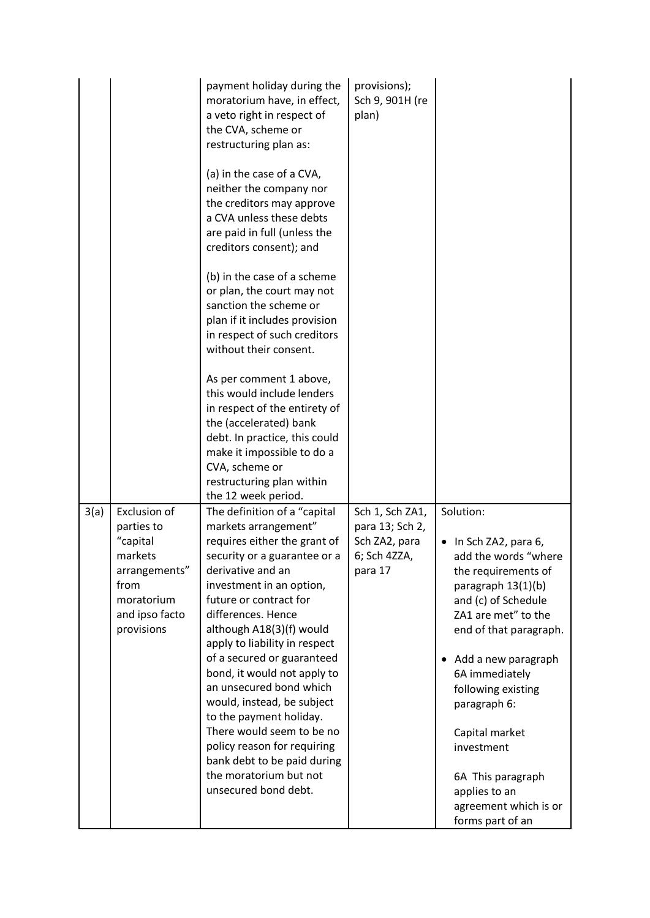| | | | | |
|---|---|---|---|---|
| | | payment holiday during the moratorium have, in effect, a veto right in respect of the CVA, scheme or restructuring plan as:<br><br>(a) in the case of a CVA, neither the company nor the creditors may approve a CVA unless these debts are paid in full (unless the creditors consent); and<br><br>(b) in the case of a scheme or plan, the court may not sanction the scheme or plan if it includes provision in respect of such creditors without their consent.<br><br>As per comment 1 above, this would include lenders in respect of the entirety of the (accelerated) bank debt. In practice, this could make it impossible to do a CVA, scheme or restructuring plan within the 12 week period. | provisions); Sch 9, 901H (re plan) | |
| 3(a) | Exclusion of parties to "capital markets arrangements" from moratorium and ipso facto provisions | The definition of a "capital markets arrangement" requires either the grant of security or a guarantee or a derivative and an investment in an option, future or contract for differences. Hence although A18(3)(f) would apply to liability in respect of a secured or guaranteed bond, it would not apply to an unsecured bond which would, instead, be subject to the payment holiday. There would seem to be no policy reason for requiring bank debt to be paid during the moratorium but not unsecured bond debt. | Sch 1, Sch ZA1, para 13; Sch 2, Sch ZA2, para 6; Sch 4ZZA, para 17 | Solution:<br><br>• In Sch ZA2, para 6, add the words "where the requirements of paragraph 13(1)(b) and (c) of Schedule ZA1 are met" to the end of that paragraph.<br><br>• Add a new paragraph 6A immediately following existing paragraph 6:<br><br>Capital market investment<br><br>6A This paragraph applies to an agreement which is or forms part of an |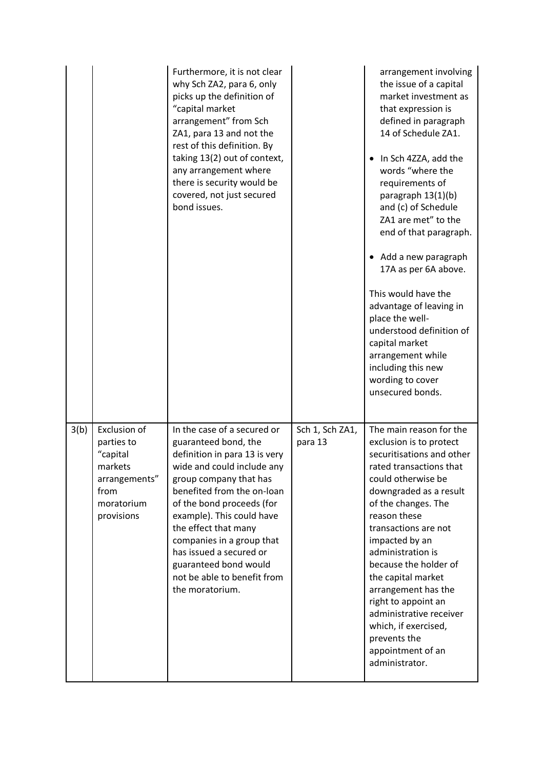| | | | | |
|---|---|---|---|---|
| | | Furthermore, it is not clear why Sch ZA2, para 6, only picks up the definition of "capital market arrangement" from Sch ZA1, para 13 and not the rest of this definition. By taking 13(2) out of context, any arrangement where there is security would be covered, not just secured bond issues. | | arrangement involving the issue of a capital market investment as that expression is defined in paragraph 14 of Schedule ZA1.<br><br>• In Sch 4ZZA, add the words "where the requirements of paragraph 13(1)(b) and (c) of Schedule ZA1 are met" to the end of that paragraph.<br><br>• Add a new paragraph 17A as per 6A above.<br><br>This would have the advantage of leaving in place the well-understood definition of capital market arrangement while including this new wording to cover unsecured bonds. |
| 3(b) | Exclusion of parties to "capital markets arrangements" from moratorium provisions | In the case of a secured or guaranteed bond, the definition in para 13 is very wide and could include any group company that has benefited from the on-loan of the bond proceeds (for example). This could have the effect that many companies in a group that has issued a secured or guaranteed bond would not be able to benefit from the moratorium. | Sch 1, Sch ZA1, para 13 | The main reason for the exclusion is to protect securitisations and other rated transactions that could otherwise be downgraded as a result of the changes. The reason these transactions are not impacted by an administration is because the holder of the capital market arrangement has the right to appoint an administrative receiver which, if exercised, prevents the appointment of an administrator. |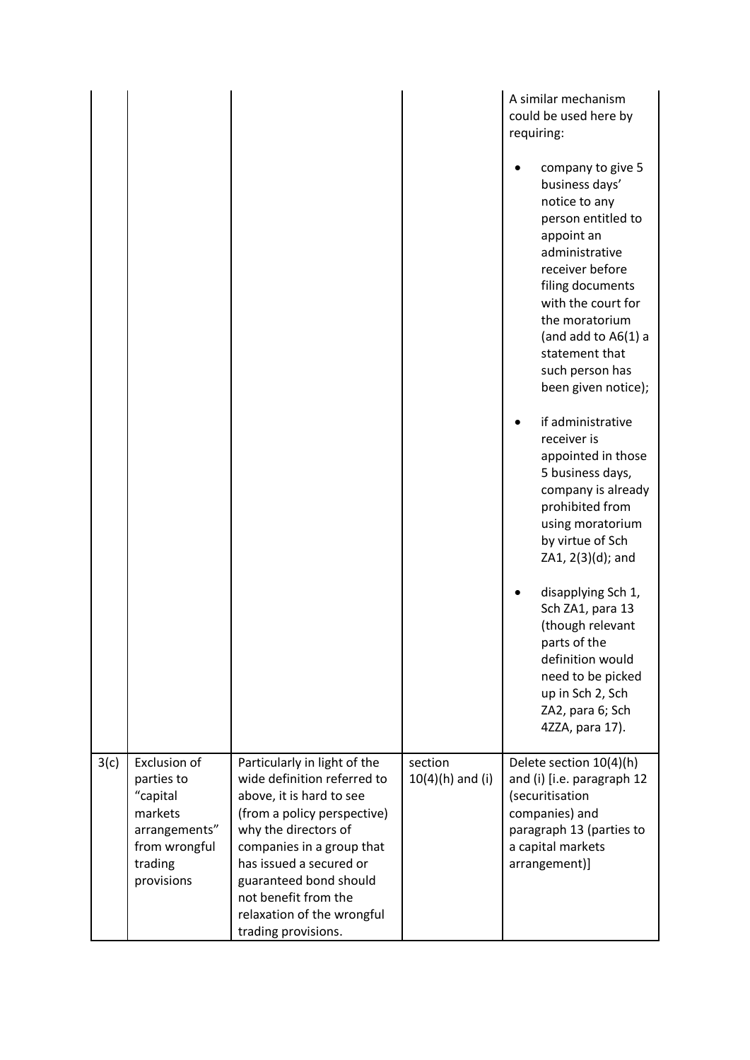| | | | | |
|---|---|---|---|---|
| | | | | A similar mechanism could be used here by requiring:<br><br>• company to give 5 business days' notice to any person entitled to appoint an administrative receiver before filing documents with the court for the moratorium (and add to A6(1) a statement that such person has been given notice);<br><br>• if administrative receiver is appointed in those 5 business days, company is already prohibited from using moratorium by virtue of Sch ZA1, 2(3)(d); and<br><br>• disapplying Sch 1, Sch ZA1, para 13 (though relevant parts of the definition would need to be picked up in Sch 2, Sch ZA2, para 6; Sch 4ZZA, para 17). |
| 3(c) | Exclusion of parties to "capital markets arrangements" from wrongful trading provisions | Particularly in light of the wide definition referred to above, it is hard to see (from a policy perspective) why the directors of companies in a group that has issued a secured or guaranteed bond should not benefit from the relaxation of the wrongful trading provisions. | section 10(4)(h) and (i) | Delete section 10(4)(h) and (i) [i.e. paragraph 12 (securitisation companies) and paragraph 13 (parties to a capital markets arrangement)] |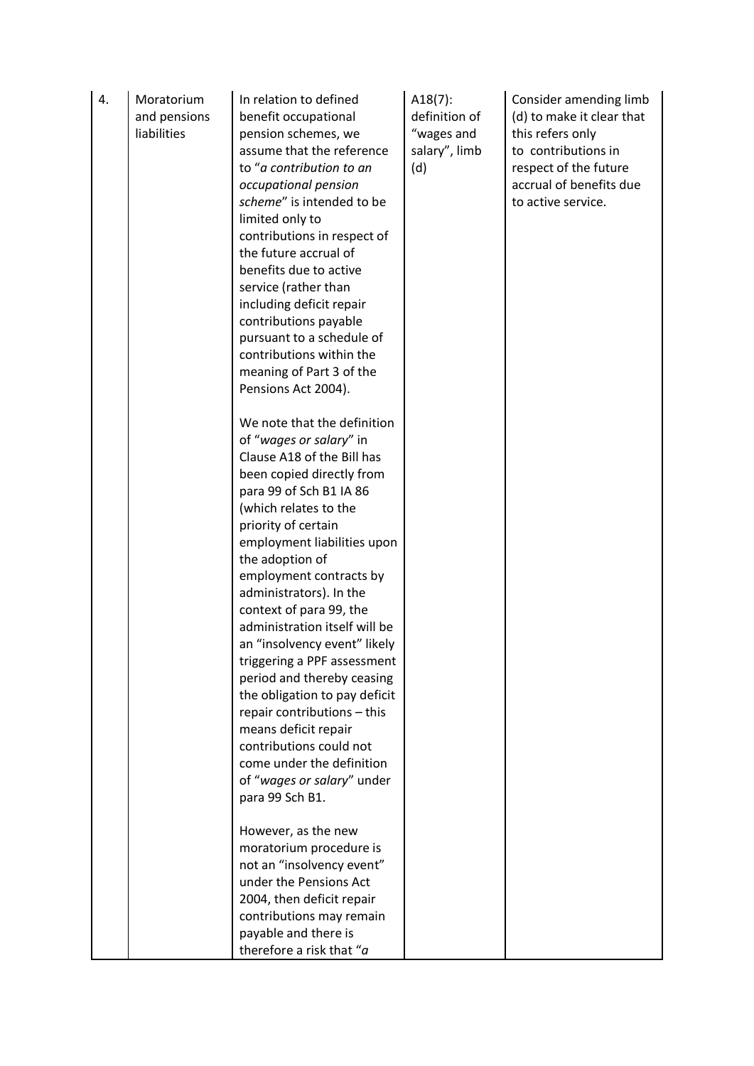| 4. | Moratorium and pensions liabilities | In relation to defined benefit occupational pension schemes, we assume that the reference to "*a contribution to an occupational pension scheme*" is intended to be limited only to contributions in respect of the future accrual of benefits due to active service (rather than including deficit repair contributions payable pursuant to a schedule of contributions within the meaning of Part 3 of the Pensions Act 2004).<br><br>We note that the definition of "*wages or salary*" in Clause A18 of the Bill has been copied directly from para 99 of Sch B1 IA 86 (which relates to the priority of certain employment liabilities upon the adoption of employment contracts by administrators). In the context of para 99, the administration itself will be an "insolvency event" likely triggering a PPF assessment period and thereby ceasing the obligation to pay deficit repair contributions – this means deficit repair contributions could not come under the definition of "*wages or salary*" under para 99 Sch B1.<br><br>However, as the new moratorium procedure is not an "insolvency event" under the Pensions Act 2004, then deficit repair contributions may remain payable and there is therefore a risk that "*a* | A18(7): definition of "wages and salary", limb (d) | Consider amending limb (d) to make it clear that this refers only to contributions in respect of the future accrual of benefits due to active service. |
|---|---|---|---|---|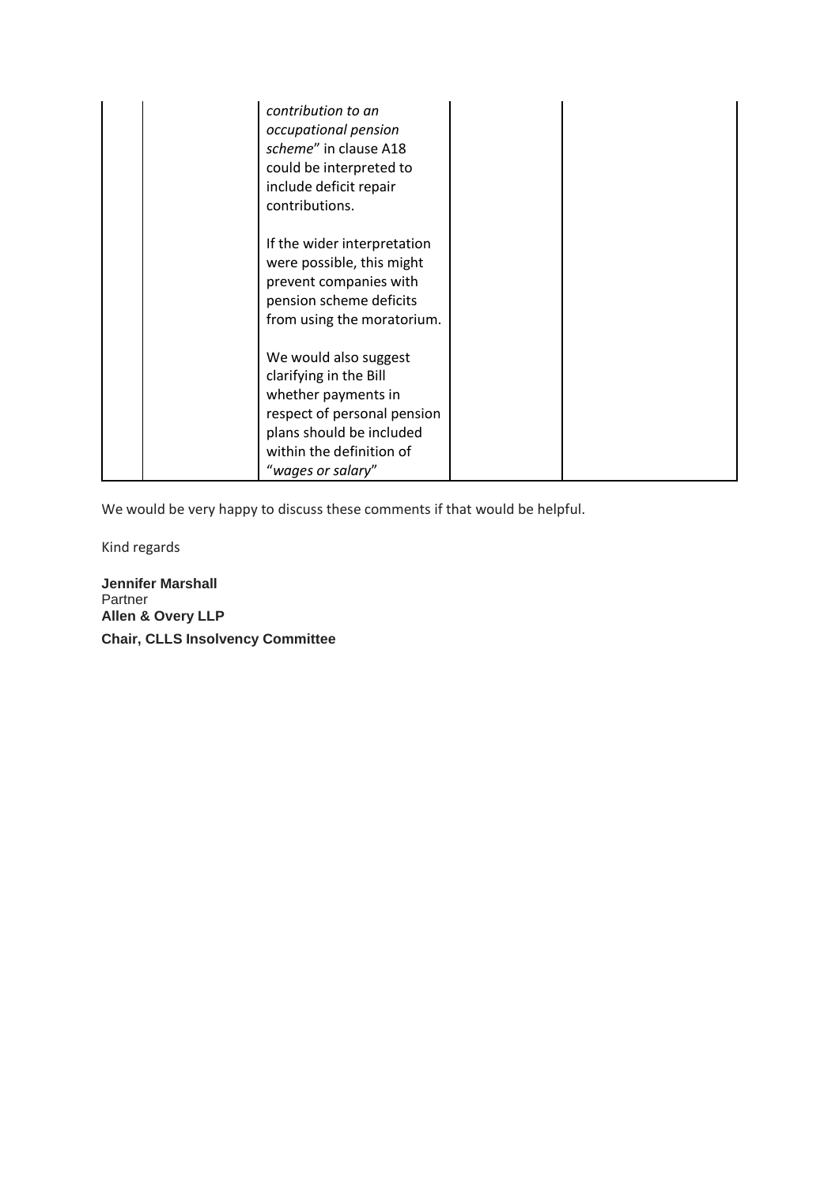| | | | | |
|---|---|---|---|---|
| | | *contribution to an occupational pension scheme*" in clause A18 could be interpreted to include deficit repair contributions.<br><br>If the wider interpretation were possible, this might prevent companies with pension scheme deficits from using the moratorium.<br><br>We would also suggest clarifying in the Bill whether payments in respect of personal pension plans should be included within the definition of "*wages or salary*" | | |

We would be very happy to discuss these comments if that would be helpful.

Kind regards

**Jennifer Marshall**
Partner
**Allen & Overy LLP**
**Chair, CLLS Insolvency Committee**